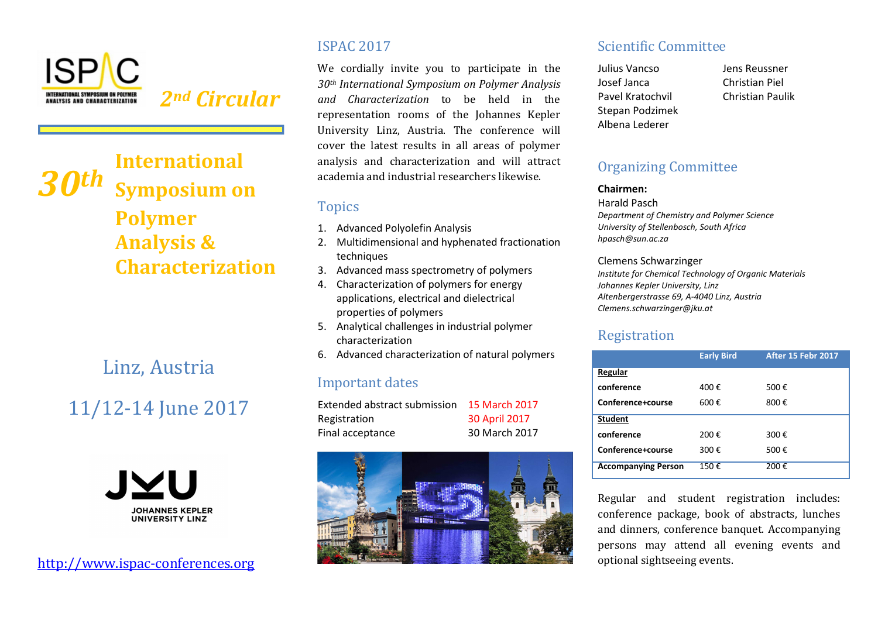ISPAC

INTERNATIONAL SYMPOSIUM ON POLYMER ANALYSIS AND CHARACTERIZATION

*2nd Circular*

# *30th* International Symposium on Polymer Analysis & Characterization

## Linz, Austria

## 11/12-14 June 2017

JOHANNES KEPLER UNIVERSITY LINZ

[http://www.ispac-conferences.org](http://www.ispac-conferences.org)

## ISPAC 2017

We cordially invite you to participate in the *30th International Symposium on Polymer Analysis and Characterization* to be held in the representation rooms of the Johannes Kepler University Linz, Austria. The conference will cover the latest results in all areas of polymer analysis and characterization and will attract academia and industrial researchers likewise.

## Topics

1. Advanced Polyolefin Analysis
2. Multidimensional and hyphenated fractionation techniques
3. Advanced mass spectrometry of polymers
4. Characterization of polymers for energy applications, electrical and dielectrical properties of polymers
5. Analytical challenges in industrial polymer characterization
6. Advanced characterization of natural polymers

## Important dates

| | |
|---|---|
| Extended abstract submission | 15 March 2017 |
| Registration | 30 April 2017 |
| Final acceptance | 30 March 2017 |

## Scientific Committee

Julius Vancso
Josef Janca
Pavel Kratochvil
Stepan Podzimek
Albena Lederer
Jens Reussner
Christian Piel
Christian Paulik

## Organizing Committee

**Chairmen:**

Harald Pasch
*Department of Chemistry and Polymer Science*
*University of Stellenbosch, South Africa*
*hpasch@sun.ac.za*

Clemens Schwarzinger
*Institute for Chemical Technology of Organic Materials*
*Johannes Kepler University, Linz*
*Altenbergerstrasse 69, A-4040 Linz, Austria*
*Clemens.schwarzinger@jku.at*

## Registration

| | Early Bird | After 15 Febr 2017 |
|---|---|---|
| **Regular** | | |
| **conference** | 400 € | 500 € |
| **Conference+course** | 600 € | 800 € |
| **Student** | | |
| **conference** | 200 € | 300 € |
| **Conference+course** | 300 € | 500 € |
| **Accompanying Person** | 150 € | 200 € |

Regular and student registration includes: conference package, book of abstracts, lunches and dinners, conference banquet. Accompanying persons may attend all evening events and optional sightseeing events.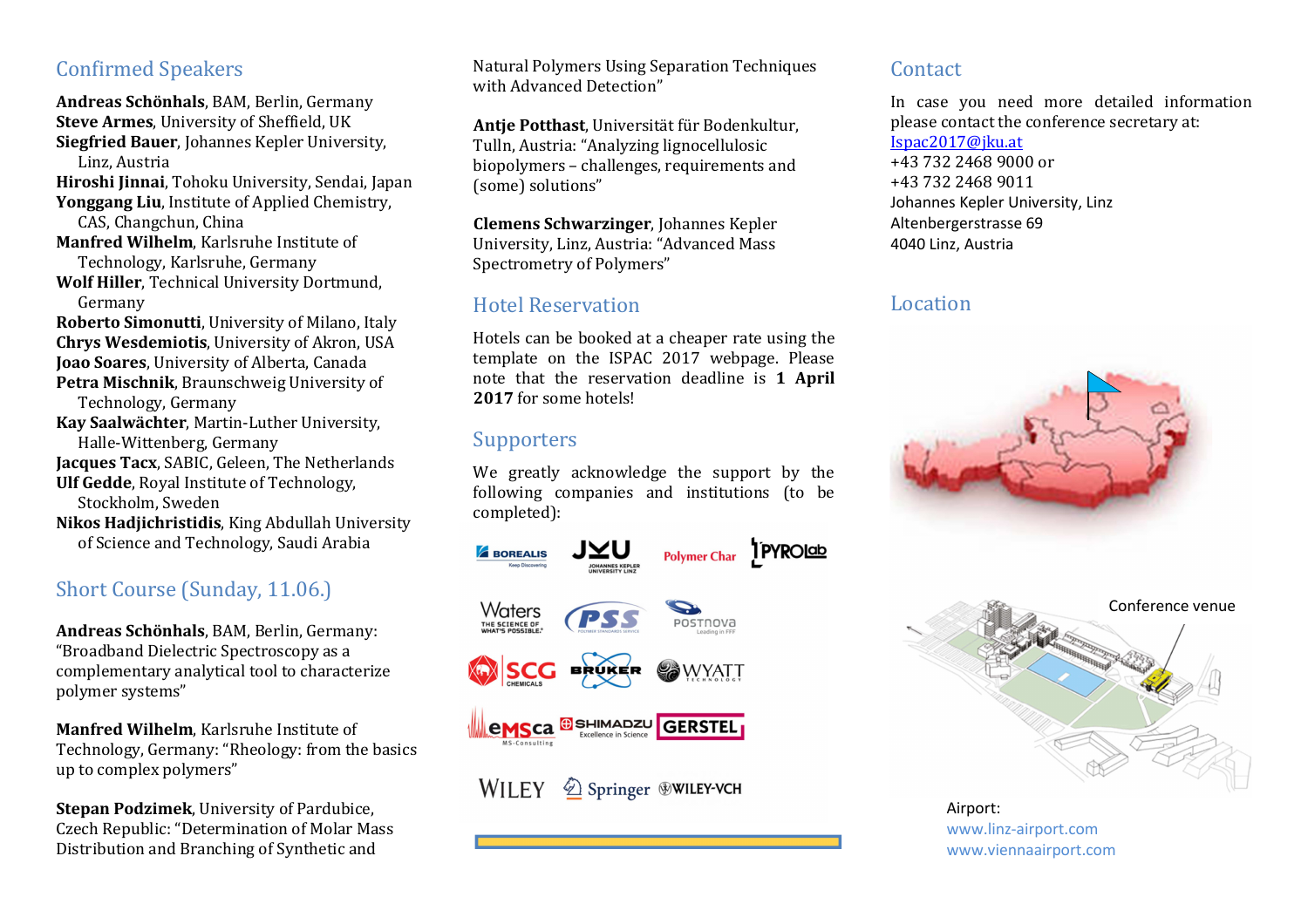## Confirmed Speakers

**Andreas Schönhals**, BAM, Berlin, Germany
**Steve Armes**, University of Sheffield, UK
**Siegfried Bauer**, Johannes Kepler University, Linz, Austria
**Hiroshi Jinnai**, Tohoku University, Sendai, Japan
**Yonggang Liu**, Institute of Applied Chemistry, CAS, Changchun, China
**Manfred Wilhelm**, Karlsruhe Institute of Technology, Karlsruhe, Germany
**Wolf Hiller**, Technical University Dortmund, Germany
**Roberto Simonutti**, University of Milano, Italy
**Chrys Wesdemiotis**, University of Akron, USA
**Joao Soares**, University of Alberta, Canada
**Petra Mischnik**, Braunschweig University of Technology, Germany
**Kay Saalwächter**, Martin-Luther University, Halle-Wittenberg, Germany
**Jacques Tacx**, SABIC, Geleen, The Netherlands
**Ulf Gedde**, Royal Institute of Technology, Stockholm, Sweden
**Nikos Hadjichristidis**, King Abdullah University of Science and Technology, Saudi Arabia

## Short Course (Sunday, 11.06.)

**Andreas Schönhals**, BAM, Berlin, Germany: "Broadband Dielectric Spectroscopy as a complementary analytical tool to characterize polymer systems"

**Manfred Wilhelm**, Karlsruhe Institute of Technology, Germany: "Rheology: from the basics up to complex polymers"

**Stepan Podzimek**, University of Pardubice, Czech Republic: "Determination of Molar Mass Distribution and Branching of Synthetic and Natural Polymers Using Separation Techniques with Advanced Detection"

**Antje Potthast**, Universität für Bodenkultur, Tulln, Austria: "Analyzing lignocellulosic biopolymers – challenges, requirements and (some) solutions"

**Clemens Schwarzinger**, Johannes Kepler University, Linz, Austria: "Advanced Mass Spectrometry of Polymers"

## Hotel Reservation

Hotels can be booked at a cheaper rate using the template on the ISPAC 2017 webpage. Please note that the reservation deadline is **1 April 2017** for some hotels!

## Supporters

We greatly acknowledge the support by the following companies and institutions (to be completed):

BOREALIS, JKU Johannes Kepler University Linz, Polymer Char, PYROlab, Waters, PSS, Postnova, SCG Chemicals, Bruker, Wyatt Technology, eMSca MS-Consulting, Shimadzu, Gerstel, Wiley, Springer, Wiley-VCH

## Contact

In case you need more detailed information please contact the conference secretary at:
Ispac2017@jku.at
+43 732 2468 9000 or
+43 732 2468 9011
Johannes Kepler University, Linz
Altenbergerstrasse 69
4040 Linz, Austria

## Location

Conference venue

Airport:
www.linz-airport.com
www.viennaairport.com